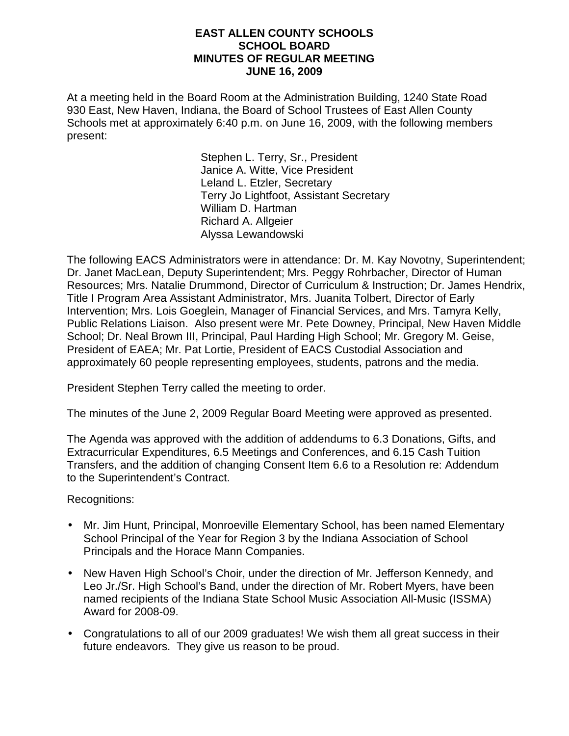# EAST ALLEN COUNTY SCHOOLS
## SCHOOL BOARD
## MINUTES OF REGULAR MEETING
## JUNE 16, 2009

At a meeting held in the Board Room at the Administration Building, 1240 State Road 930 East, New Haven, Indiana, the Board of School Trustees of East Allen County Schools met at approximately 6:40 p.m. on June 16, 2009, with the following members present:

Stephen L. Terry, Sr., President
Janice A. Witte, Vice President
Leland L. Etzler, Secretary
Terry Jo Lightfoot, Assistant Secretary
William D. Hartman
Richard A. Allgeier
Alyssa Lewandowski

The following EACS Administrators were in attendance: Dr. M. Kay Novotny, Superintendent; Dr. Janet MacLean, Deputy Superintendent; Mrs. Peggy Rohrbacher, Director of Human Resources; Mrs. Natalie Drummond, Director of Curriculum & Instruction; Dr. James Hendrix, Title I Program Area Assistant Administrator, Mrs. Juanita Tolbert, Director of Early Intervention; Mrs. Lois Goeglein, Manager of Financial Services, and Mrs. Tamyra Kelly, Public Relations Liaison. Also present were Mr. Pete Downey, Principal, New Haven Middle School; Dr. Neal Brown III, Principal, Paul Harding High School; Mr. Gregory M. Geise, President of EAEA; Mr. Pat Lortie, President of EACS Custodial Association and approximately 60 people representing employees, students, patrons and the media.

President Stephen Terry called the meeting to order.

The minutes of the June 2, 2009 Regular Board Meeting were approved as presented.

The Agenda was approved with the addition of addendums to 6.3 Donations, Gifts, and Extracurricular Expenditures, 6.5 Meetings and Conferences, and 6.15 Cash Tuition Transfers, and the addition of changing Consent Item 6.6 to a Resolution re: Addendum to the Superintendent's Contract.

Recognitions:

- Mr. Jim Hunt, Principal, Monroeville Elementary School, has been named Elementary School Principal of the Year for Region 3 by the Indiana Association of School Principals and the Horace Mann Companies.
- New Haven High School's Choir, under the direction of Mr. Jefferson Kennedy, and Leo Jr./Sr. High School's Band, under the direction of Mr. Robert Myers, have been named recipients of the Indiana State School Music Association All-Music (ISSMA) Award for 2008-09.
- Congratulations to all of our 2009 graduates! We wish them all great success in their future endeavors. They give us reason to be proud.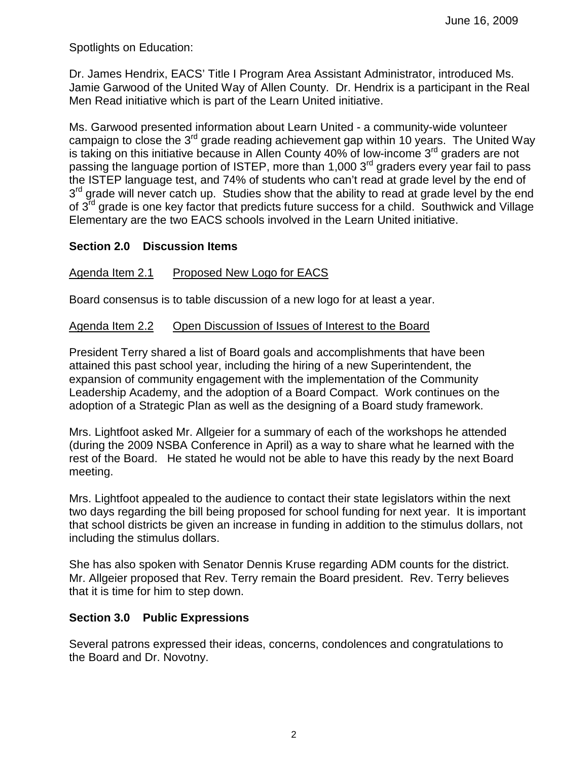June 16, 2009

Spotlights on Education:

Dr. James Hendrix, EACS' Title I Program Area Assistant Administrator, introduced Ms. Jamie Garwood of the United Way of Allen County. Dr. Hendrix is a participant in the Real Men Read initiative which is part of the Learn United initiative.

Ms. Garwood presented information about Learn United - a community-wide volunteer campaign to close the 3rd grade reading achievement gap within 10 years. The United Way is taking on this initiative because in Allen County 40% of low-income 3rd graders are not passing the language portion of ISTEP, more than 1,000 3rd graders every year fail to pass the ISTEP language test, and 74% of students who can't read at grade level by the end of 3rd grade will never catch up. Studies show that the ability to read at grade level by the end of 3rd grade is one key factor that predicts future success for a child. Southwick and Village Elementary are the two EACS schools involved in the Learn United initiative.

## Section 2.0 Discussion Items

Agenda Item 2.1 Proposed New Logo for EACS

Board consensus is to table discussion of a new logo for at least a year.

Agenda Item 2.2 Open Discussion of Issues of Interest to the Board

President Terry shared a list of Board goals and accomplishments that have been attained this past school year, including the hiring of a new Superintendent, the expansion of community engagement with the implementation of the Community Leadership Academy, and the adoption of a Board Compact. Work continues on the adoption of a Strategic Plan as well as the designing of a Board study framework.

Mrs. Lightfoot asked Mr. Allgeier for a summary of each of the workshops he attended (during the 2009 NSBA Conference in April) as a way to share what he learned with the rest of the Board. He stated he would not be able to have this ready by the next Board meeting.

Mrs. Lightfoot appealed to the audience to contact their state legislators within the next two days regarding the bill being proposed for school funding for next year. It is important that school districts be given an increase in funding in addition to the stimulus dollars, not including the stimulus dollars.

She has also spoken with Senator Dennis Kruse regarding ADM counts for the district. Mr. Allgeier proposed that Rev. Terry remain the Board president. Rev. Terry believes that it is time for him to step down.

## Section 3.0 Public Expressions

Several patrons expressed their ideas, concerns, condolences and congratulations to the Board and Dr. Novotny.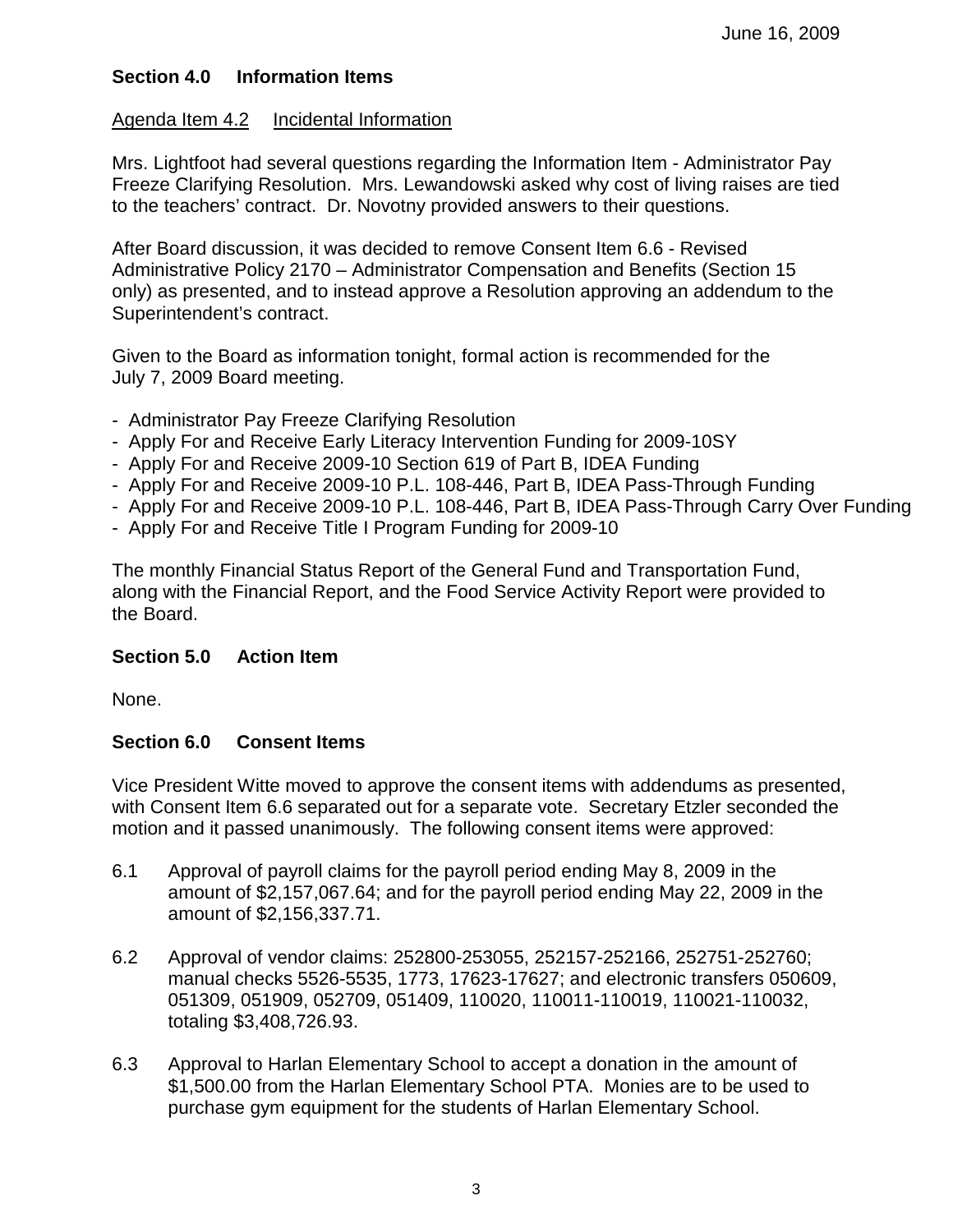## Section 4.0 Information Items

Agenda Item 4.2 Incidental Information

Mrs. Lightfoot had several questions regarding the Information Item - Administrator Pay Freeze Clarifying Resolution. Mrs. Lewandowski asked why cost of living raises are tied to the teachers' contract. Dr. Novotny provided answers to their questions.

After Board discussion, it was decided to remove Consent Item 6.6 - Revised Administrative Policy 2170 – Administrator Compensation and Benefits (Section 15 only) as presented, and to instead approve a Resolution approving an addendum to the Superintendent's contract.

Given to the Board as information tonight, formal action is recommended for the July 7, 2009 Board meeting.

- Administrator Pay Freeze Clarifying Resolution
- Apply For and Receive Early Literacy Intervention Funding for 2009-10SY
- Apply For and Receive 2009-10 Section 619 of Part B, IDEA Funding
- Apply For and Receive 2009-10 P.L. 108-446, Part B, IDEA Pass-Through Funding
- Apply For and Receive 2009-10 P.L. 108-446, Part B, IDEA Pass-Through Carry Over Funding
- Apply For and Receive Title I Program Funding for 2009-10

The monthly Financial Status Report of the General Fund and Transportation Fund, along with the Financial Report, and the Food Service Activity Report were provided to the Board.

## Section 5.0 Action Item

None.

## Section 6.0 Consent Items

Vice President Witte moved to approve the consent items with addendums as presented, with Consent Item 6.6 separated out for a separate vote. Secretary Etzler seconded the motion and it passed unanimously. The following consent items were approved:

6.1 Approval of payroll claims for the payroll period ending May 8, 2009 in the amount of $2,157,067.64; and for the payroll period ending May 22, 2009 in the amount of $2,156,337.71.

6.2 Approval of vendor claims: 252800-253055, 252157-252166, 252751-252760; manual checks 5526-5535, 1773, 17623-17627; and electronic transfers 050609, 051309, 051909, 052709, 051409, 110020, 110011-110019, 110021-110032, totaling $3,408,726.93.

6.3 Approval to Harlan Elementary School to accept a donation in the amount of $1,500.00 from the Harlan Elementary School PTA. Monies are to be used to purchase gym equipment for the students of Harlan Elementary School.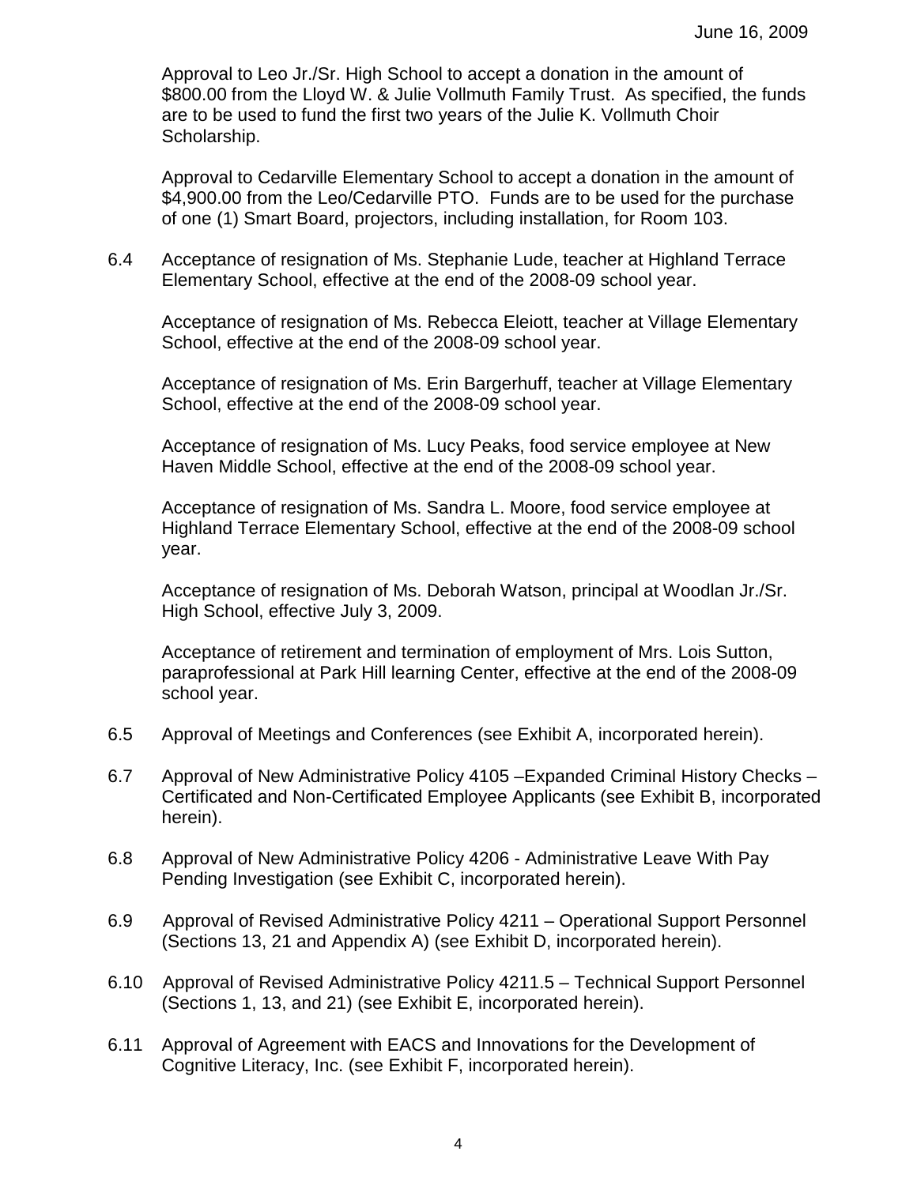Approval to Leo Jr./Sr. High School to accept a donation in the amount of $800.00 from the Lloyd W. & Julie Vollmuth Family Trust. As specified, the funds are to be used to fund the first two years of the Julie K. Vollmuth Choir Scholarship.

Approval to Cedarville Elementary School to accept a donation in the amount of $4,900.00 from the Leo/Cedarville PTO. Funds are to be used for the purchase of one (1) Smart Board, projectors, including installation, for Room 103.

6.4 Acceptance of resignation of Ms. Stephanie Lude, teacher at Highland Terrace Elementary School, effective at the end of the 2008-09 school year.

Acceptance of resignation of Ms. Rebecca Eleiott, teacher at Village Elementary School, effective at the end of the 2008-09 school year.

Acceptance of resignation of Ms. Erin Bargerhuff, teacher at Village Elementary School, effective at the end of the 2008-09 school year.

Acceptance of resignation of Ms. Lucy Peaks, food service employee at New Haven Middle School, effective at the end of the 2008-09 school year.

Acceptance of resignation of Ms. Sandra L. Moore, food service employee at Highland Terrace Elementary School, effective at the end of the 2008-09 school year.

Acceptance of resignation of Ms. Deborah Watson, principal at Woodlan Jr./Sr. High School, effective July 3, 2009.

Acceptance of retirement and termination of employment of Mrs. Lois Sutton, paraprofessional at Park Hill learning Center, effective at the end of the 2008-09 school year.

6.5 Approval of Meetings and Conferences (see Exhibit A, incorporated herein).

6.7 Approval of New Administrative Policy 4105 –Expanded Criminal History Checks – Certificated and Non-Certificated Employee Applicants (see Exhibit B, incorporated herein).

6.8 Approval of New Administrative Policy 4206 - Administrative Leave With Pay Pending Investigation (see Exhibit C, incorporated herein).

6.9 Approval of Revised Administrative Policy 4211 – Operational Support Personnel (Sections 13, 21 and Appendix A) (see Exhibit D, incorporated herein).

6.10 Approval of Revised Administrative Policy 4211.5 – Technical Support Personnel (Sections 1, 13, and 21) (see Exhibit E, incorporated herein).

6.11 Approval of Agreement with EACS and Innovations for the Development of Cognitive Literacy, Inc. (see Exhibit F, incorporated herein).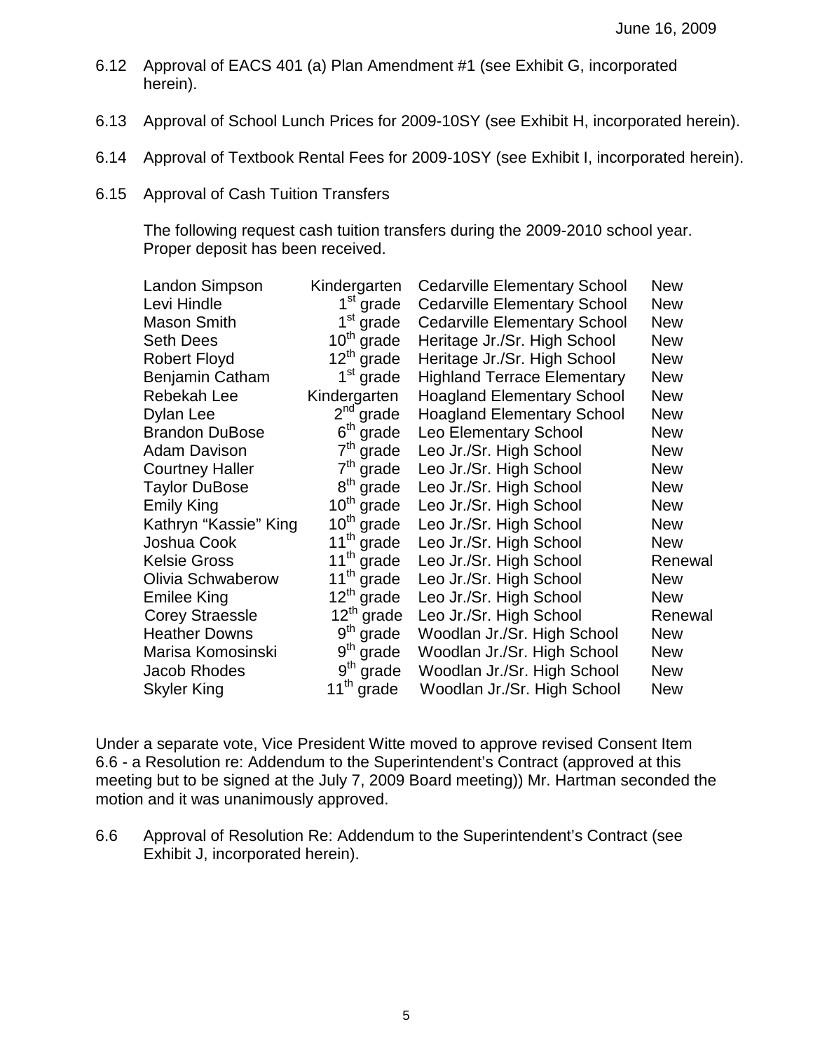June 16, 2009

6.12 Approval of EACS 401 (a) Plan Amendment #1 (see Exhibit G, incorporated herein).

6.13 Approval of School Lunch Prices for 2009-10SY (see Exhibit H, incorporated herein).

6.14 Approval of Textbook Rental Fees for 2009-10SY (see Exhibit I, incorporated herein).

6.15 Approval of Cash Tuition Transfers

The following request cash tuition transfers during the 2009-2010 school year. Proper deposit has been received.

| | | | |
|---|---|---|---|
| Landon Simpson | Kindergarten | Cedarville Elementary School | New |
| Levi Hindle | 1st grade | Cedarville Elementary School | New |
| Mason Smith | 1st grade | Cedarville Elementary School | New |
| Seth Dees | 10th grade | Heritage Jr./Sr. High School | New |
| Robert Floyd | 12th grade | Heritage Jr./Sr. High School | New |
| Benjamin Catham | 1st grade | Highland Terrace Elementary | New |
| Rebekah Lee | Kindergarten | Hoagland Elementary School | New |
| Dylan Lee | 2nd grade | Hoagland Elementary School | New |
| Brandon DuBose | 6th grade | Leo Elementary School | New |
| Adam Davison | 7th grade | Leo Jr./Sr. High School | New |
| Courtney Haller | 7th grade | Leo Jr./Sr. High School | New |
| Taylor DuBose | 8th grade | Leo Jr./Sr. High School | New |
| Emily King | 10th grade | Leo Jr./Sr. High School | New |
| Kathryn "Kassie" King | 10th grade | Leo Jr./Sr. High School | New |
| Joshua Cook | 11th grade | Leo Jr./Sr. High School | New |
| Kelsie Gross | 11th grade | Leo Jr./Sr. High School | Renewal |
| Olivia Schwaberow | 11th grade | Leo Jr./Sr. High School | New |
| Emilee King | 12th grade | Leo Jr./Sr. High School | New |
| Corey Straessle | 12th grade | Leo Jr./Sr. High School | Renewal |
| Heather Downs | 9th grade | Woodlan Jr./Sr. High School | New |
| Marisa Komosinski | 9th grade | Woodlan Jr./Sr. High School | New |
| Jacob Rhodes | 9th grade | Woodlan Jr./Sr. High School | New |
| Skyler King | 11th grade | Woodlan Jr./Sr. High School | New |

Under a separate vote, Vice President Witte moved to approve revised Consent Item 6.6 - a Resolution re: Addendum to the Superintendent's Contract (approved at this meeting but to be signed at the July 7, 2009 Board meeting)) Mr. Hartman seconded the motion and it was unanimously approved.

6.6 Approval of Resolution Re: Addendum to the Superintendent's Contract (see Exhibit J, incorporated herein).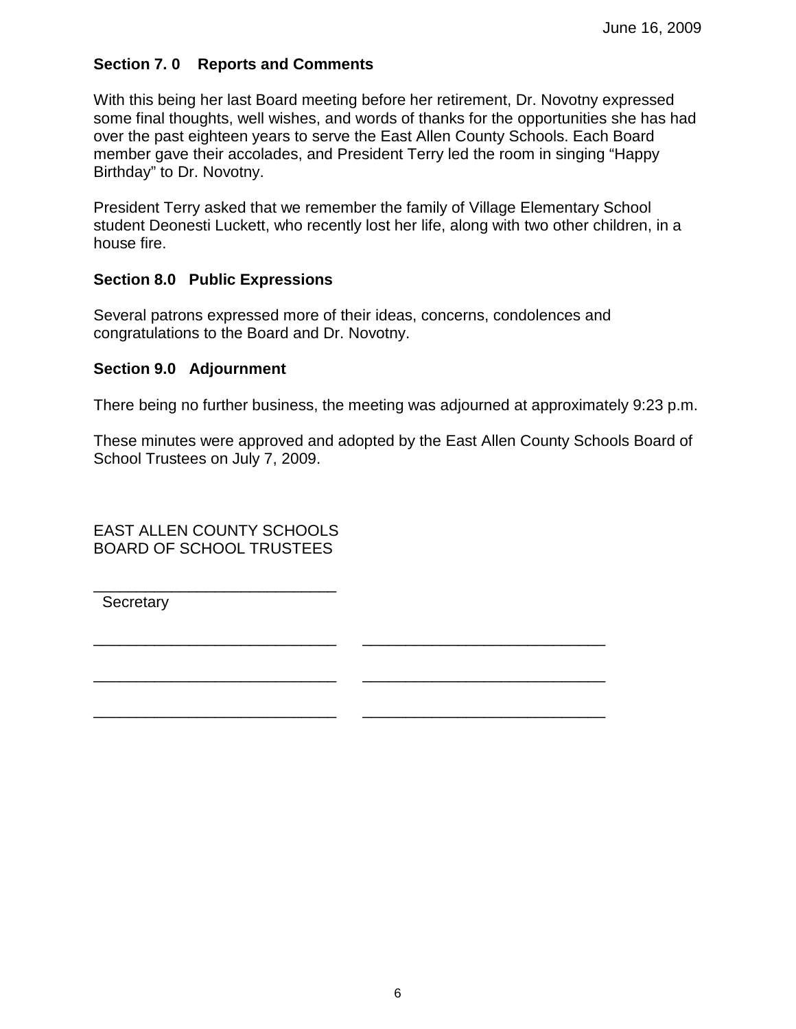## Section 7. 0 Reports and Comments

With this being her last Board meeting before her retirement, Dr. Novotny expressed some final thoughts, well wishes, and words of thanks for the opportunities she has had over the past eighteen years to serve the East Allen County Schools. Each Board member gave their accolades, and President Terry led the room in singing "Happy Birthday" to Dr. Novotny.

President Terry asked that we remember the family of Village Elementary School student Deonesti Luckett, who recently lost her life, along with two other children, in a house fire.

## Section 8.0 Public Expressions

Several patrons expressed more of their ideas, concerns, condolences and congratulations to the Board and Dr. Novotny.

## Section 9.0 Adjournment

There being no further business, the meeting was adjourned at approximately 9:23 p.m.

These minutes were approved and adopted by the East Allen County Schools Board of School Trustees on July 7, 2009.

EAST ALLEN COUNTY SCHOOLS
BOARD OF SCHOOL TRUSTEES

____________________________
Secretary

____________________________ ____________________________

____________________________ ____________________________

____________________________ ____________________________